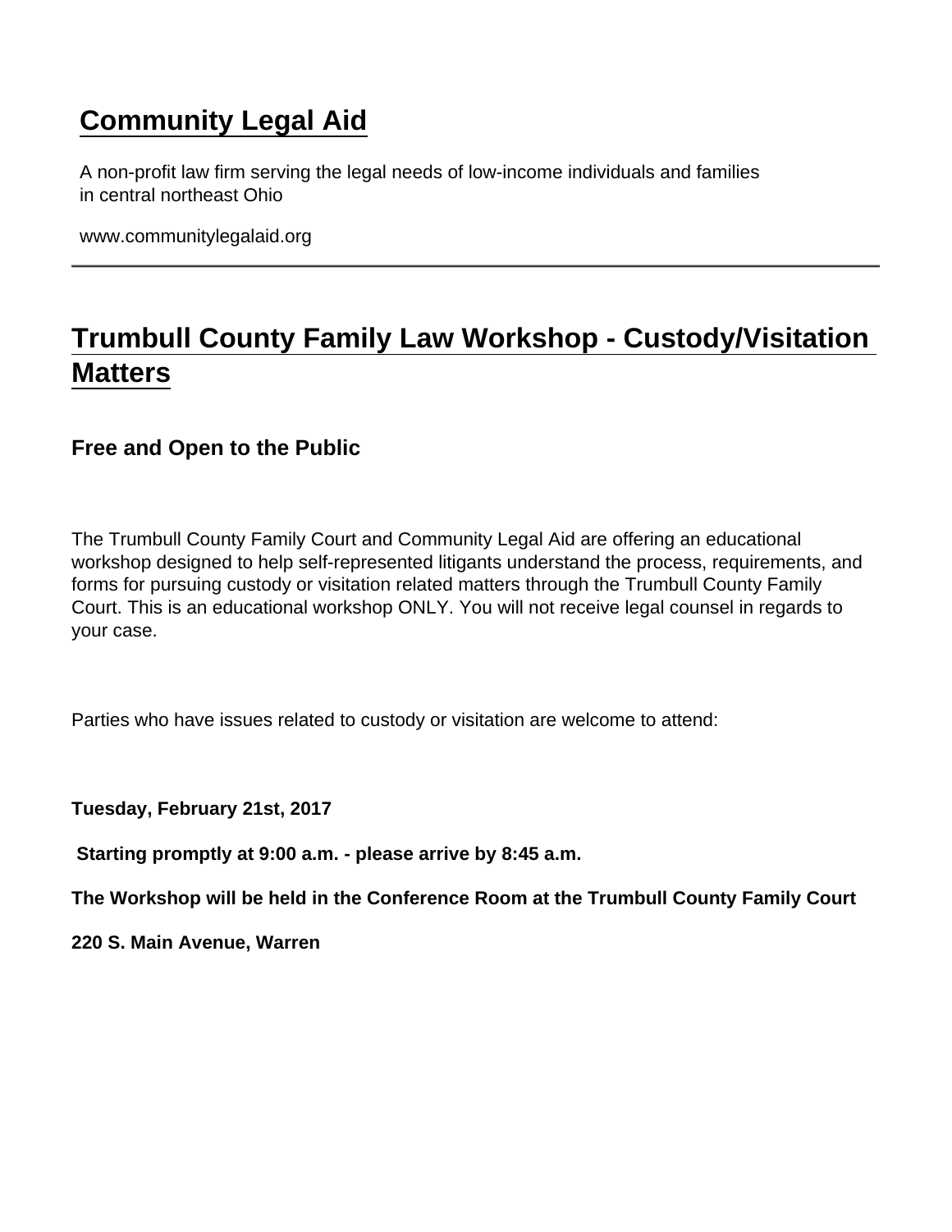# Community Legal Aid

A non-profit law firm serving the legal needs of low-income individuals and families in central northeast Ohio

www.communitylegalaid.org

---

## Trumbull County Family Law Workshop - Custody/Visitation Matters

### Free and Open to the Public

The Trumbull County Family Court and Community Legal Aid are offering an educational workshop designed to help self-represented litigants understand the process, requirements, and forms for pursuing custody or visitation related matters through the Trumbull County Family Court. This is an educational workshop ONLY. You will not receive legal counsel in regards to your case.

Parties who have issues related to custody or visitation are welcome to attend:

**Tuesday, February 21st, 2017**

**Starting promptly at 9:00 a.m. - please arrive by 8:45 a.m.**

**The Workshop will be held in the Conference Room at the Trumbull County Family Court**

**220 S. Main Avenue, Warren**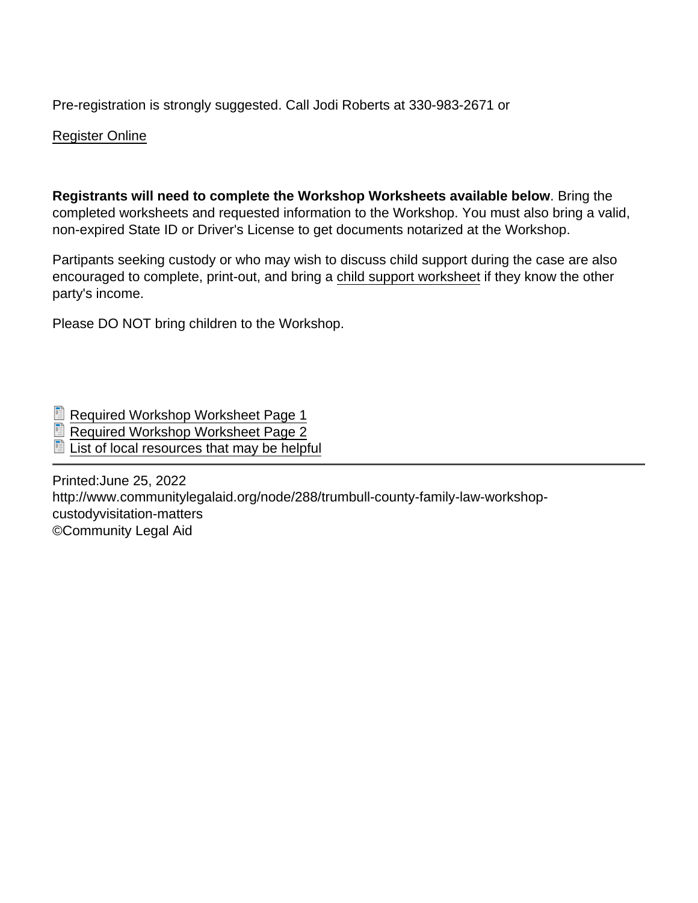Pre-registration is strongly suggested. Call Jodi Roberts at 330-983-2671 or

Register Online

**Registrants will need to complete the Workshop Worksheets available below**. Bring the completed worksheets and requested information to the Workshop. You must also bring a valid, non-expired State ID or Driver's License to get documents notarized at the Workshop.

Partipants seeking custody or who may wish to discuss child support during the case are also encouraged to complete, print-out, and bring a child support worksheet if they know the other party's income.

Please DO NOT bring children to the Workshop.

- Required Workshop Worksheet Page 1
- Required Workshop Worksheet Page 2
- List of local resources that may be helpful

---

Printed:June 25, 2022
http://www.communitylegalaid.org/node/288/trumbull-county-family-law-workshop-custodyvisitation-matters
©Community Legal Aid